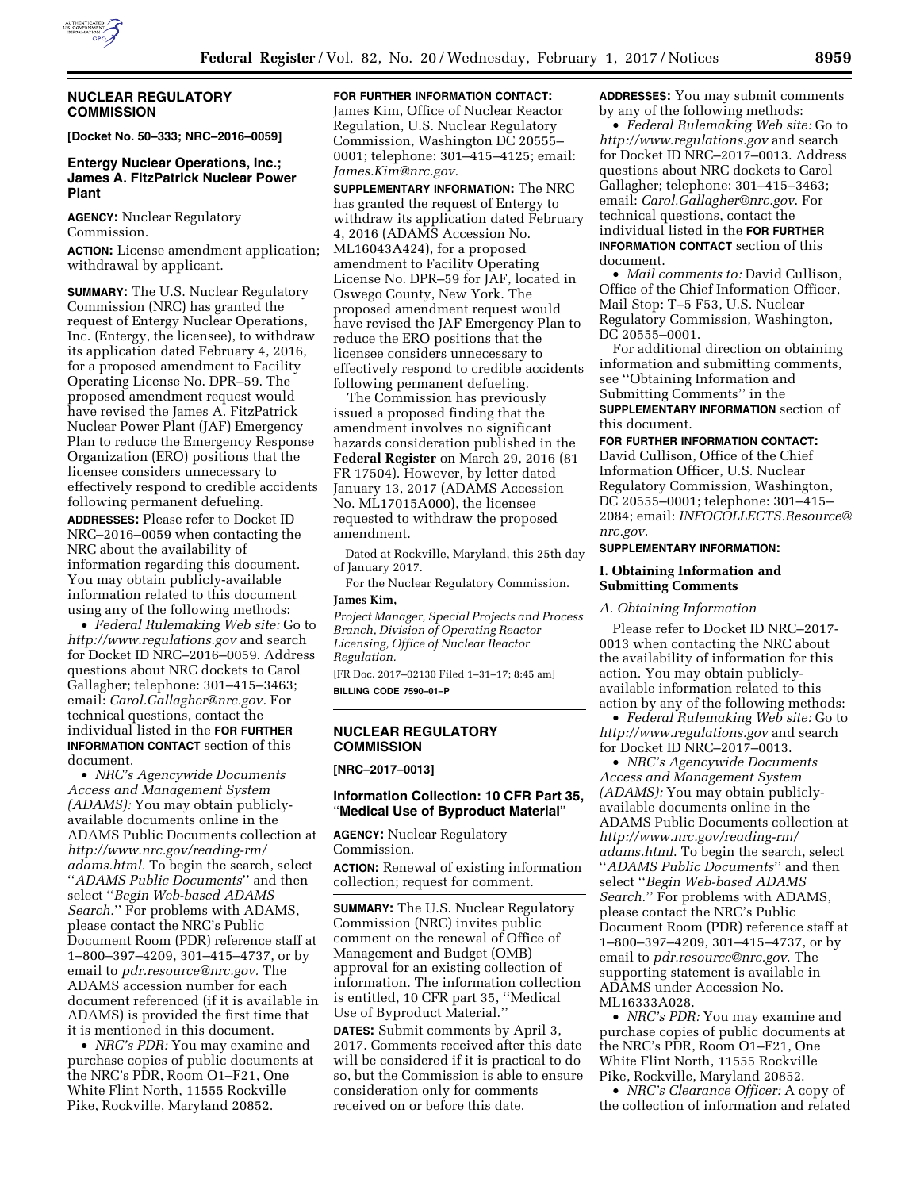## NUCLEAR REGULATORY COMMISSION

**[Docket No. 50–333; NRC–2016–0059]**

### Entergy Nuclear Operations, Inc.; James A. FitzPatrick Nuclear Power Plant

**AGENCY:** Nuclear Regulatory Commission.

**ACTION:** License amendment application; withdrawal by applicant.

**SUMMARY:** The U.S. Nuclear Regulatory Commission (NRC) has granted the request of Entergy Nuclear Operations, Inc. (Entergy, the licensee), to withdraw its application dated February 4, 2016, for a proposed amendment to Facility Operating License No. DPR–59. The proposed amendment request would have revised the James A. FitzPatrick Nuclear Power Plant (JAF) Emergency Plan to reduce the Emergency Response Organization (ERO) positions that the licensee considers unnecessary to effectively respond to credible accidents following permanent defueling.

**ADDRESSES:** Please refer to Docket ID NRC–2016–0059 when contacting the NRC about the availability of information regarding this document. You may obtain publicly-available information related to this document using any of the following methods:

- *Federal Rulemaking Web site:* Go to *http://www.regulations.gov* and search for Docket ID NRC–2016–0059. Address questions about NRC dockets to Carol Gallagher; telephone: 301–415–3463; email: *Carol.Gallagher@nrc.gov.* For technical questions, contact the individual listed in the **FOR FURTHER INFORMATION CONTACT** section of this document.
- *NRC's Agencywide Documents Access and Management System (ADAMS):* You may obtain publicly-available documents online in the ADAMS Public Documents collection at *http://www.nrc.gov/reading-rm/adams.html.* To begin the search, select ''*ADAMS Public Documents*'' and then select ''*Begin Web-based ADAMS Search.*'' For problems with ADAMS, please contact the NRC's Public Document Room (PDR) reference staff at 1–800–397–4209, 301–415–4737, or by email to *pdr.resource@nrc.gov.* The ADAMS accession number for each document referenced (if it is available in ADAMS) is provided the first time that it is mentioned in this document.
- *NRC's PDR:* You may examine and purchase copies of public documents at the NRC's PDR, Room O1–F21, One White Flint North, 11555 Rockville Pike, Rockville, Maryland 20852.

**FOR FURTHER INFORMATION CONTACT:** James Kim, Office of Nuclear Reactor Regulation, U.S. Nuclear Regulatory Commission, Washington DC 20555–0001; telephone: 301–415–4125; email: *James.Kim@nrc.gov.*

**SUPPLEMENTARY INFORMATION:** The NRC has granted the request of Entergy to withdraw its application dated February 4, 2016 (ADAMS Accession No. ML16043A424), for a proposed amendment to Facility Operating License No. DPR–59 for JAF, located in Oswego County, New York. The proposed amendment request would have revised the JAF Emergency Plan to reduce the ERO positions that the licensee considers unnecessary to effectively respond to credible accidents following permanent defueling.

The Commission has previously issued a proposed finding that the amendment involves no significant hazards consideration published in the **Federal Register** on March 29, 2016 (81 FR 17504). However, by letter dated January 13, 2017 (ADAMS Accession No. ML17015A000), the licensee requested to withdraw the proposed amendment.

Dated at Rockville, Maryland, this 25th day of January 2017.

For the Nuclear Regulatory Commission.

**James Kim,**

*Project Manager, Special Projects and Process Branch, Division of Operating Reactor Licensing, Office of Nuclear Reactor Regulation.*

[FR Doc. 2017–02130 Filed 1–31–17; 8:45 am]

**BILLING CODE 7590–01–P**

## NUCLEAR REGULATORY COMMISSION

**[NRC–2017–0013]**

### Information Collection: 10 CFR Part 35, ''Medical Use of Byproduct Material''

**AGENCY:** Nuclear Regulatory Commission.

**ACTION:** Renewal of existing information collection; request for comment.

**SUMMARY:** The U.S. Nuclear Regulatory Commission (NRC) invites public comment on the renewal of Office of Management and Budget (OMB) approval for an existing collection of information. The information collection is entitled, 10 CFR part 35, ''Medical Use of Byproduct Material.''

**DATES:** Submit comments by April 3, 2017. Comments received after this date will be considered if it is practical to do so, but the Commission is able to ensure consideration only for comments received on or before this date.

**ADDRESSES:** You may submit comments by any of the following methods:

- *Federal Rulemaking Web site:* Go to *http://www.regulations.gov* and search for Docket ID NRC–2017–0013. Address questions about NRC dockets to Carol Gallagher; telephone: 301–415–3463; email: *Carol.Gallagher@nrc.gov*. For technical questions, contact the individual listed in the **FOR FURTHER INFORMATION CONTACT** section of this document.
- *Mail comments to:* David Cullison, Office of the Chief Information Officer, Mail Stop: T–5 F53, U.S. Nuclear Regulatory Commission, Washington, DC 20555–0001.

For additional direction on obtaining information and submitting comments, see ''Obtaining Information and Submitting Comments'' in the **SUPPLEMENTARY INFORMATION** section of this document.

**FOR FURTHER INFORMATION CONTACT:** David Cullison, Office of the Chief Information Officer, U.S. Nuclear Regulatory Commission, Washington, DC 20555–0001; telephone: 301–415–2084; email: *INFOCOLLECTS.Resource@nrc.gov*.

**SUPPLEMENTARY INFORMATION:**

#### I. Obtaining Information and Submitting Comments

*A. Obtaining Information*

Please refer to Docket ID NRC–2017-0013 when contacting the NRC about the availability of information for this action. You may obtain publicly-available information related to this action by any of the following methods:

- *Federal Rulemaking Web site:* Go to *http://www.regulations.gov* and search for Docket ID NRC–2017–0013.
- *NRC's Agencywide Documents Access and Management System (ADAMS):* You may obtain publicly-available documents online in the ADAMS Public Documents collection at *http://www.nrc.gov/reading-rm/adams.html*. To begin the search, select ''*ADAMS Public Documents*'' and then select ''*Begin Web-based ADAMS Search*.'' For problems with ADAMS, please contact the NRC's Public Document Room (PDR) reference staff at 1–800–397–4209, 301–415–4737, or by email to *pdr.resource@nrc.gov*. The supporting statement is available in ADAMS under Accession No. ML16333A028.
- *NRC's PDR:* You may examine and purchase copies of public documents at the NRC's PDR, Room O1–F21, One White Flint North, 11555 Rockville Pike, Rockville, Maryland 20852.
- *NRC's Clearance Officer:* A copy of the collection of information and related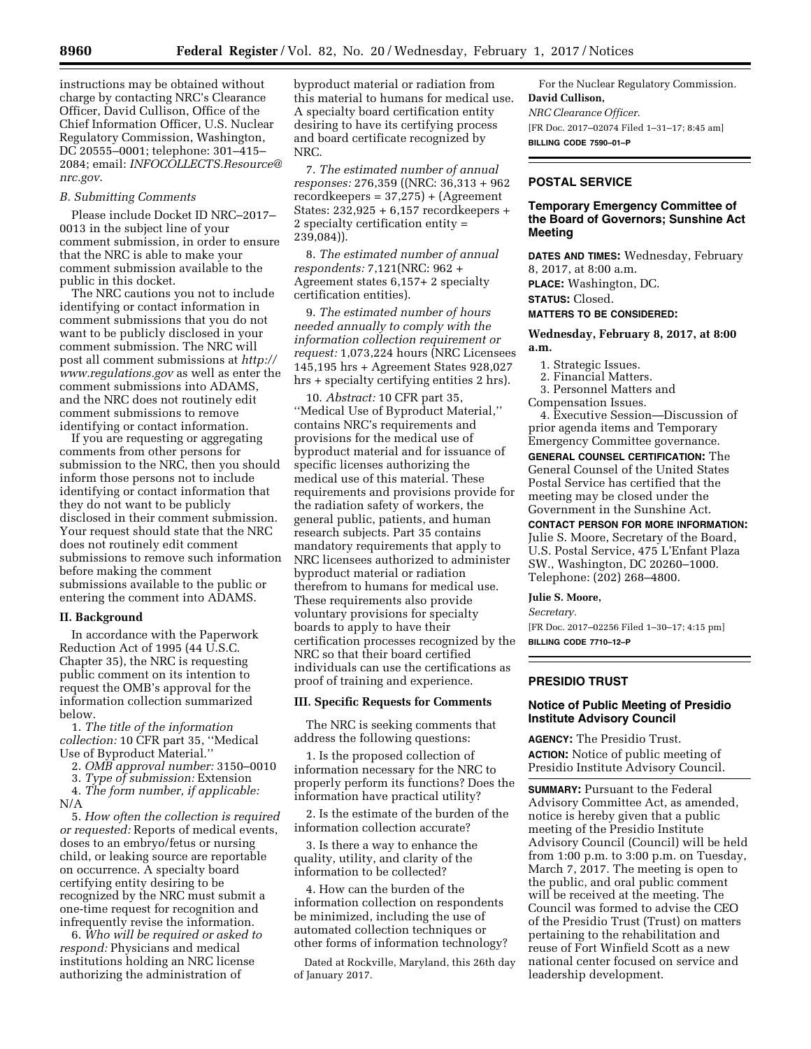instructions may be obtained without charge by contacting NRC's Clearance Officer, David Cullison, Office of the Chief Information Officer, U.S. Nuclear Regulatory Commission, Washington, DC 20555–0001; telephone: 301–415–2084; email: *INFOCOLLECTS.Resource@nrc.gov*.

### *B. Submitting Comments*

Please include Docket ID NRC–2017–0013 in the subject line of your comment submission, in order to ensure that the NRC is able to make your comment submission available to the public in this docket.

The NRC cautions you not to include identifying or contact information in comment submissions that you do not want to be publicly disclosed in your comment submission. The NRC will post all comment submissions at *http://www.regulations.gov* as well as enter the comment submissions into ADAMS, and the NRC does not routinely edit comment submissions to remove identifying or contact information.

If you are requesting or aggregating comments from other persons for submission to the NRC, then you should inform those persons not to include identifying or contact information that they do not want to be publicly disclosed in their comment submission. Your request should state that the NRC does not routinely edit comment submissions to remove such information before making the comment submissions available to the public or entering the comment into ADAMS.

## II. Background

In accordance with the Paperwork Reduction Act of 1995 (44 U.S.C. Chapter 35), the NRC is requesting public comment on its intention to request the OMB's approval for the information collection summarized below.

1. *The title of the information collection:* 10 CFR part 35, ''Medical Use of Byproduct Material.''

2. *OMB approval number:* 3150–0010

3. *Type of submission:* Extension

4. *The form number, if applicable:* N/A

5. *How often the collection is required or requested:* Reports of medical events, doses to an embryo/fetus or nursing child, or leaking source are reportable on occurrence. A specialty board certifying entity desiring to be recognized by the NRC must submit a one-time request for recognition and infrequently revise the information.

6. *Who will be required or asked to respond:* Physicians and medical institutions holding an NRC license authorizing the administration of byproduct material or radiation from this material to humans for medical use. A specialty board certification entity desiring to have its certifying process and board certificate recognized by NRC.

7. *The estimated number of annual responses:* 276,359 ((NRC: 36,313 + 962 recordkeepers = 37,275) + (Agreement States: 232,925 + 6,157 recordkeepers + 2 specialty certification entity = 239,084)).

8. *The estimated number of annual respondents:* 7,121(NRC: 962 + Agreement states 6,157+ 2 specialty certification entities).

9. *The estimated number of hours needed annually to comply with the information collection requirement or request:* 1,073,224 hours (NRC Licensees 145,195 hrs + Agreement States 928,027 hrs + specialty certifying entities 2 hrs).

10. *Abstract:* 10 CFR part 35, ''Medical Use of Byproduct Material,'' contains NRC's requirements and provisions for the medical use of byproduct material and for issuance of specific licenses authorizing the medical use of this material. These requirements and provisions provide for the radiation safety of workers, the general public, patients, and human research subjects. Part 35 contains mandatory requirements that apply to NRC licensees authorized to administer byproduct material or radiation therefrom to humans for medical use. These requirements also provide voluntary provisions for specialty boards to apply to have their certification processes recognized by the NRC so that their board certified individuals can use the certifications as proof of training and experience.

## III. Specific Requests for Comments

The NRC is seeking comments that address the following questions:

1. Is the proposed collection of information necessary for the NRC to properly perform its functions? Does the information have practical utility?

2. Is the estimate of the burden of the information collection accurate?

3. Is there a way to enhance the quality, utility, and clarity of the information to be collected?

4. How can the burden of the information collection on respondents be minimized, including the use of automated collection techniques or other forms of information technology?

Dated at Rockville, Maryland, this 26th day of January 2017.

For the Nuclear Regulatory Commission.

**David Cullison,**

*NRC Clearance Officer.*

[FR Doc. 2017–02074 Filed 1–31–17; 8:45 am]

**BILLING CODE 7590–01–P**

---

## POSTAL SERVICE

### Temporary Emergency Committee of the Board of Governors; Sunshine Act Meeting

**DATES AND TIMES:** Wednesday, February 8, 2017, at 8:00 a.m.

**PLACE:** Washington, DC.

**STATUS:** Closed.

**MATTERS TO BE CONSIDERED:**

**Wednesday, February 8, 2017, at 8:00 a.m.**

1. Strategic Issues.
2. Financial Matters.
3. Personnel Matters and Compensation Issues.
4. Executive Session—Discussion of prior agenda items and Temporary Emergency Committee governance.

**GENERAL COUNSEL CERTIFICATION:** The General Counsel of the United States Postal Service has certified that the meeting may be closed under the Government in the Sunshine Act.

**CONTACT PERSON FOR MORE INFORMATION:** Julie S. Moore, Secretary of the Board, U.S. Postal Service, 475 L'Enfant Plaza SW., Washington, DC 20260–1000. Telephone: (202) 268–4800.

**Julie S. Moore,**

*Secretary.*

[FR Doc. 2017–02256 Filed 1–30–17; 4:15 pm]

**BILLING CODE 7710–12–P**

---

## PRESIDIO TRUST

### Notice of Public Meeting of Presidio Institute Advisory Council

**AGENCY:** The Presidio Trust.

**ACTION:** Notice of public meeting of Presidio Institute Advisory Council.

**SUMMARY:** Pursuant to the Federal Advisory Committee Act, as amended, notice is hereby given that a public meeting of the Presidio Institute Advisory Council (Council) will be held from 1:00 p.m. to 3:00 p.m. on Tuesday, March 7, 2017. The meeting is open to the public, and oral public comment will be received at the meeting. The Council was formed to advise the CEO of the Presidio Trust (Trust) on matters pertaining to the rehabilitation and reuse of Fort Winfield Scott as a new national center focused on service and leadership development.